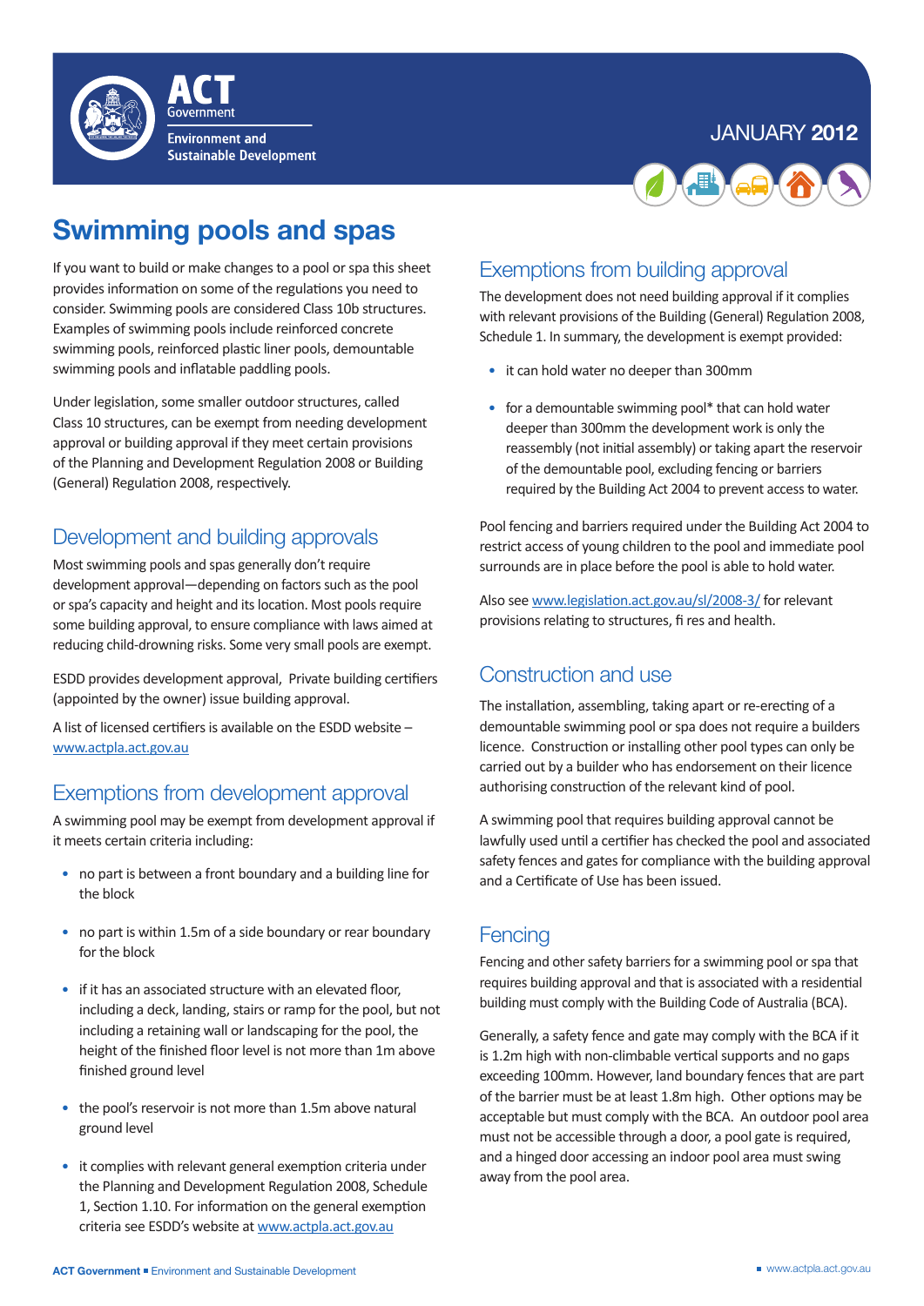ACT Government

Environment and Sustainable Development

JANUARY **2012**

# Swimming pools and spas

If you want to build or make changes to a pool or spa this sheet provides information on some of the regulations you need to consider. Swimming pools are considered Class 10b structures. Examples of swimming pools include reinforced concrete swimming pools, reinforced plastic liner pools, demountable swimming pools and inflatable paddling pools.

Under legislation, some smaller outdoor structures, called Class 10 structures, can be exempt from needing development approval or building approval if they meet certain provisions of the Planning and Development Regulation 2008 or Building (General) Regulation 2008, respectively.

## Development and building approvals

Most swimming pools and spas generally don't require development approval—depending on factors such as the pool or spa's capacity and height and its location. Most pools require some building approval, to ensure compliance with laws aimed at reducing child-drowning risks. Some very small pools are exempt.

ESDD provides development approval, Private building certifiers (appointed by the owner) issue building approval.

A list of licensed certifiers is available on the ESDD website – www.actpla.act.gov.au

## Exemptions from development approval

A swimming pool may be exempt from development approval if it meets certain criteria including:

- no part is between a front boundary and a building line for the block
- no part is within 1.5m of a side boundary or rear boundary for the block
- if it has an associated structure with an elevated floor, including a deck, landing, stairs or ramp for the pool, but not including a retaining wall or landscaping for the pool, the height of the finished floor level is not more than 1m above finished ground level
- the pool's reservoir is not more than 1.5m above natural ground level
- it complies with relevant general exemption criteria under the Planning and Development Regulation 2008, Schedule 1, Section 1.10. For information on the general exemption criteria see ESDD's website at www.actpla.act.gov.au

## Exemptions from building approval

The development does not need building approval if it complies with relevant provisions of the Building (General) Regulation 2008, Schedule 1. In summary, the development is exempt provided:

- it can hold water no deeper than 300mm
- for a demountable swimming pool* that can hold water deeper than 300mm the development work is only the reassembly (not initial assembly) or taking apart the reservoir of the demountable pool, excluding fencing or barriers required by the Building Act 2004 to prevent access to water.

Pool fencing and barriers required under the Building Act 2004 to restrict access of young children to the pool and immediate pool surrounds are in place before the pool is able to hold water.

Also see www.legislation.act.gov.au/sl/2008-3/ for relevant provisions relating to structures, fi res and health.

## Construction and use

The installation, assembling, taking apart or re-erecting of a demountable swimming pool or spa does not require a builders licence. Construction or installing other pool types can only be carried out by a builder who has endorsement on their licence authorising construction of the relevant kind of pool.

A swimming pool that requires building approval cannot be lawfully used until a certifier has checked the pool and associated safety fences and gates for compliance with the building approval and a Certificate of Use has been issued.

## Fencing

Fencing and other safety barriers for a swimming pool or spa that requires building approval and that is associated with a residential building must comply with the Building Code of Australia (BCA).

Generally, a safety fence and gate may comply with the BCA if it is 1.2m high with non-climbable vertical supports and no gaps exceeding 100mm. However, land boundary fences that are part of the barrier must be at least 1.8m high. Other options may be acceptable but must comply with the BCA. An outdoor pool area must not be accessible through a door, a pool gate is required, and a hinged door accessing an indoor pool area must swing away from the pool area.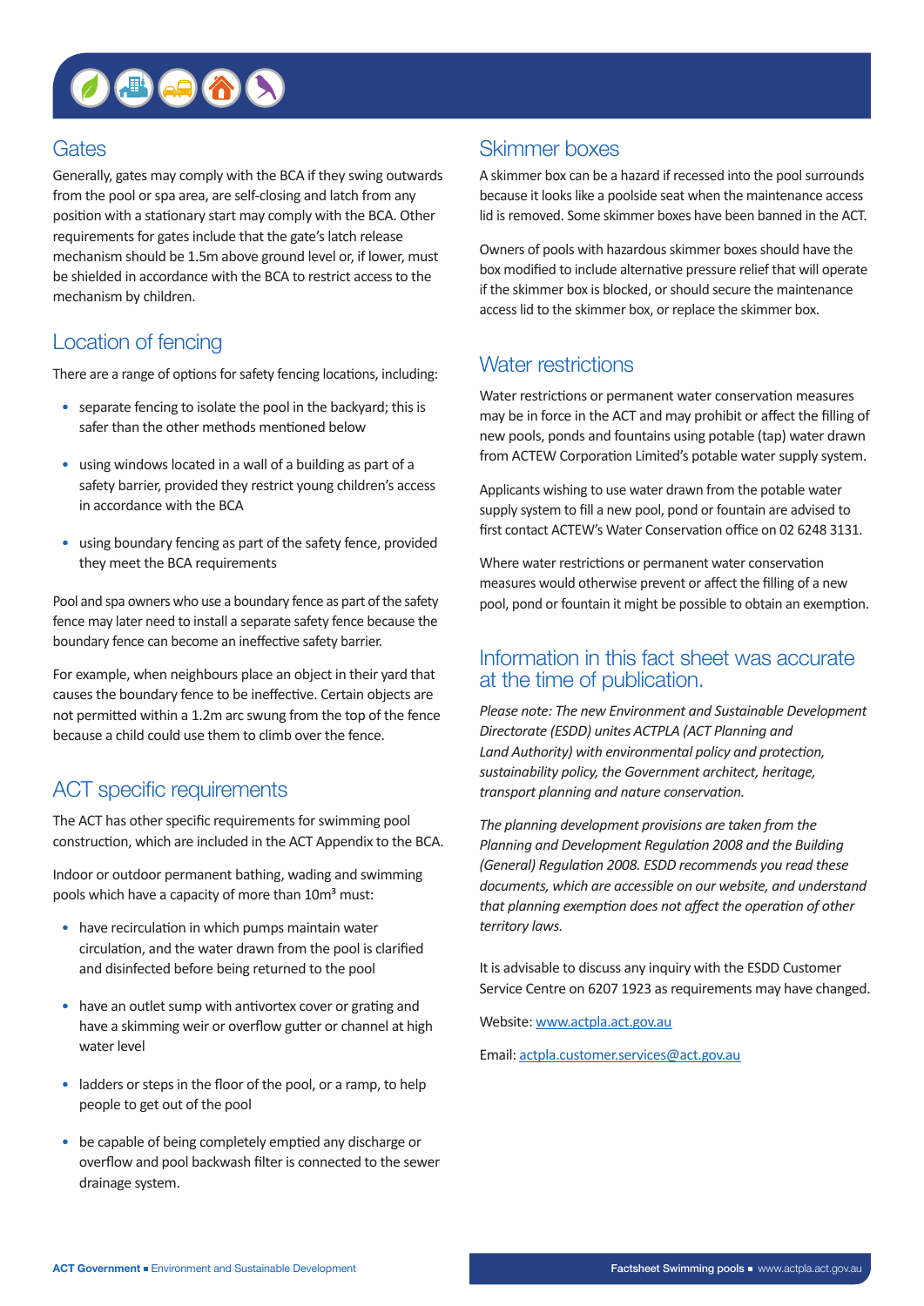## Gates

Generally, gates may comply with the BCA if they swing outwards from the pool or spa area, are self-closing and latch from any position with a stationary start may comply with the BCA. Other requirements for gates include that the gate's latch release mechanism should be 1.5m above ground level or, if lower, must be shielded in accordance with the BCA to restrict access to the mechanism by children.

## Location of fencing

There are a range of options for safety fencing locations, including:

- separate fencing to isolate the pool in the backyard; this is safer than the other methods mentioned below
- using windows located in a wall of a building as part of a safety barrier, provided they restrict young children's access in accordance with the BCA
- using boundary fencing as part of the safety fence, provided they meet the BCA requirements

Pool and spa owners who use a boundary fence as part of the safety fence may later need to install a separate safety fence because the boundary fence can become an ineffective safety barrier.

For example, when neighbours place an object in their yard that causes the boundary fence to be ineffective. Certain objects are not permitted within a 1.2m arc swung from the top of the fence because a child could use them to climb over the fence.

## ACT specific requirements

The ACT has other specific requirements for swimming pool construction, which are included in the ACT Appendix to the BCA.

Indoor or outdoor permanent bathing, wading and swimming pools which have a capacity of more than 10m³ must:

- have recirculation in which pumps maintain water circulation, and the water drawn from the pool is clarified and disinfected before being returned to the pool
- have an outlet sump with antivortex cover or grating and have a skimming weir or overflow gutter or channel at high water level
- ladders or steps in the floor of the pool, or a ramp, to help people to get out of the pool
- be capable of being completely emptied any discharge or overflow and pool backwash filter is connected to the sewer drainage system.

## Skimmer boxes

A skimmer box can be a hazard if recessed into the pool surrounds because it looks like a poolside seat when the maintenance access lid is removed. Some skimmer boxes have been banned in the ACT.

Owners of pools with hazardous skimmer boxes should have the box modified to include alternative pressure relief that will operate if the skimmer box is blocked, or should secure the maintenance access lid to the skimmer box, or replace the skimmer box.

## Water restrictions

Water restrictions or permanent water conservation measures may be in force in the ACT and may prohibit or affect the filling of new pools, ponds and fountains using potable (tap) water drawn from ACTEW Corporation Limited's potable water supply system.

Applicants wishing to use water drawn from the potable water supply system to fill a new pool, pond or fountain are advised to first contact ACTEW's Water Conservation office on 02 6248 3131.

Where water restrictions or permanent water conservation measures would otherwise prevent or affect the filling of a new pool, pond or fountain it might be possible to obtain an exemption.

## Information in this fact sheet was accurate at the time of publication.

*Please note: The new Environment and Sustainable Development Directorate (ESDD) unites ACTPLA (ACT Planning and Land Authority) with environmental policy and protection, sustainability policy, the Government architect, heritage, transport planning and nature conservation.*

*The planning development provisions are taken from the Planning and Development Regulation 2008 and the Building (General) Regulation 2008. ESDD recommends you read these documents, which are accessible on our website, and understand that planning exemption does not affect the operation of other territory laws.*

It is advisable to discuss any inquiry with the ESDD Customer Service Centre on 6207 1923 as requirements may have changed.

Website: www.actpla.act.gov.au

Email: actpla.customer.services@act.gov.au